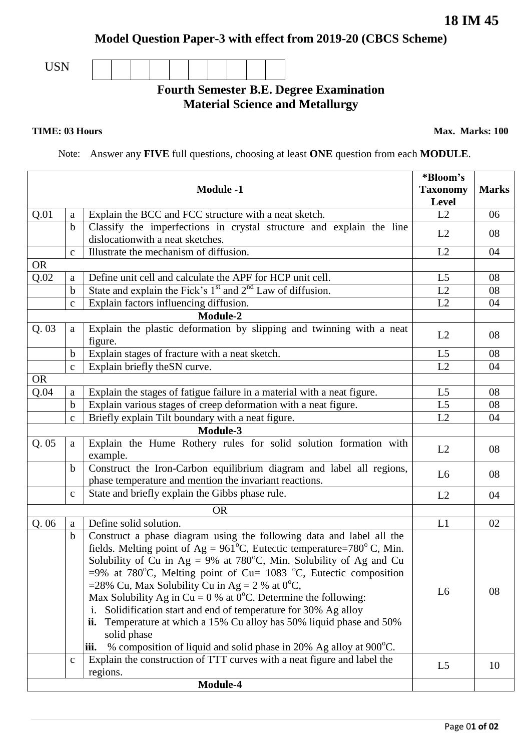**18 IM 45**

# Model Question Paper-3 with effect from 2019-20 (CBCS Scheme)

USN | | | | | | | | | | |

## Fourth Semester B.E. Degree Examination
## Material Science and Metallurgy

**TIME: 03 Hours** **Max. Marks: 100**

Note: Answer any **FIVE** full questions, choosing at least **ONE** question from each **MODULE**.

| | | **Module -1** | ***Bloom's Taxonomy Level** | **Marks** |
|---|---|---|---|---|
| Q.01 | a | Explain the BCC and FCC structure with a neat sketch. | L2 | 06 |
| | b | Classify the imperfections in crystal structure and explain the line dislocationwith a neat sketches. | L2 | 08 |
| | c | Illustrate the mechanism of diffusion. | L2 | 04 |
| OR | | | | |
| Q.02 | a | Define unit cell and calculate the APF for HCP unit cell. | L5 | 08 |
| | b | State and explain the Fick's 1st and 2nd Law of diffusion. | L2 | 08 |
| | c | Explain factors influencing diffusion. | L2 | 04 |
| | | **Module-2** | | |
| Q. 03 | a | Explain the plastic deformation by slipping and twinning with a neat figure. | L2 | 08 |
| | b | Explain stages of fracture with a neat sketch. | L5 | 08 |
| | c | Explain briefly theSN curve. | L2 | 04 |
| OR | | | | |
| Q.04 | a | Explain the stages of fatigue failure in a material with a neat figure. | L5 | 08 |
| | b | Explain various stages of creep deformation with a neat figure. | L5 | 08 |
| | c | Briefly explain Tilt boundary with a neat figure. | L2 | 04 |
| | | **Module-3** | | |
| Q. 05 | a | Explain the Hume Rothery rules for solid solution formation with example. | L2 | 08 |
| | b | Construct the Iron-Carbon equilibrium diagram and label all regions, phase temperature and mention the invariant reactions. | L6 | 08 |
| | c | State and briefly explain the Gibbs phase rule. | L2 | 04 |
| | | OR | | |
| Q. 06 | a | Define solid solution. | L1 | 02 |
| | b | Construct a phase diagram using the following data and label all the fields. Melting point of Ag = 961°C, Eutectic temperature=780° C, Min. Solubility of Cu in Ag = 9% at 780°C, Min. Solubility of Ag and Cu =9% at 780°C, Melting point of Cu= 1083 °C, Eutectic composition =28% Cu, Max Solubility Cu in Ag = 2 % at 0°C, Max Solubility Ag in Cu = 0 % at 0°C. Determine the following: i. Solidification start and end of temperature for 30% Ag alloy **ii.** Temperature at which a 15% Cu alloy has 50% liquid phase and 50% solid phase **iii.** % composition of liquid and solid phase in 20% Ag alloy at 900°C. | L6 | 08 |
| | c | Explain the construction of TTT curves with a neat figure and label the regions. | L5 | 10 |
| | | **Module-4** | | |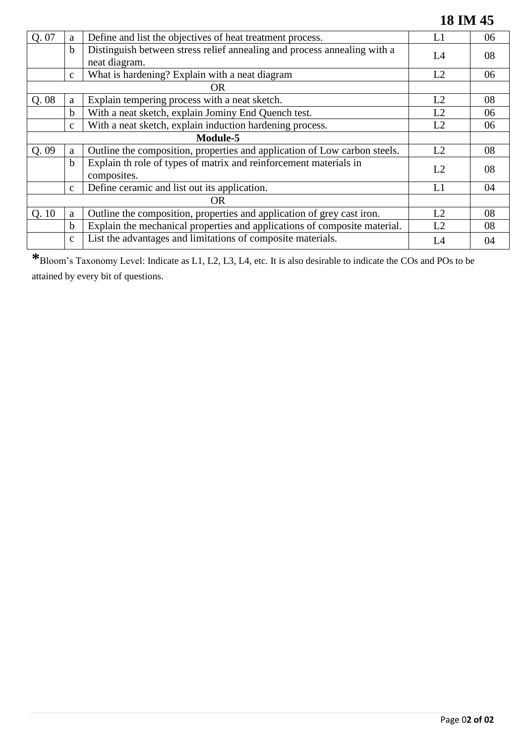| | | | | |
|---|---|---|---|---|
| Q. 07 | a | Define and list the objectives of heat treatment process. | L1 | 06 |
| | b | Distinguish between stress relief annealing and process annealing with a neat diagram. | L4 | 08 |
| | c | What is hardening? Explain with a neat diagram | L2 | 06 |
| | | OR | | |
| Q. 08 | a | Explain tempering process with a neat sketch. | L2 | 08 |
| | b | With a neat sketch, explain Jominy End Quench test. | L2 | 06 |
| | c | With a neat sketch, explain induction hardening process. | L2 | 06 |
| | | **Module-5** | | |
| Q. 09 | a | Outline the composition, properties and application of Low carbon steels. | L2 | 08 |
| | b | Explain th role of types of matrix and reinforcement materials in composites. | L2 | 08 |
| | c | Define ceramic and list out its application. | L1 | 04 |
| | | OR | | |
| Q. 10 | a | Outline the composition, properties and application of grey cast iron. | L2 | 08 |
| | b | Explain the mechanical properties and applications of composite material. | L2 | 08 |
| | c | List the advantages and limitations of composite materials. | L4 | 04 |

*Bloom's Taxonomy Level: Indicate as L1, L2, L3, L4, etc. It is also desirable to indicate the COs and POs to be attained by every bit of questions.